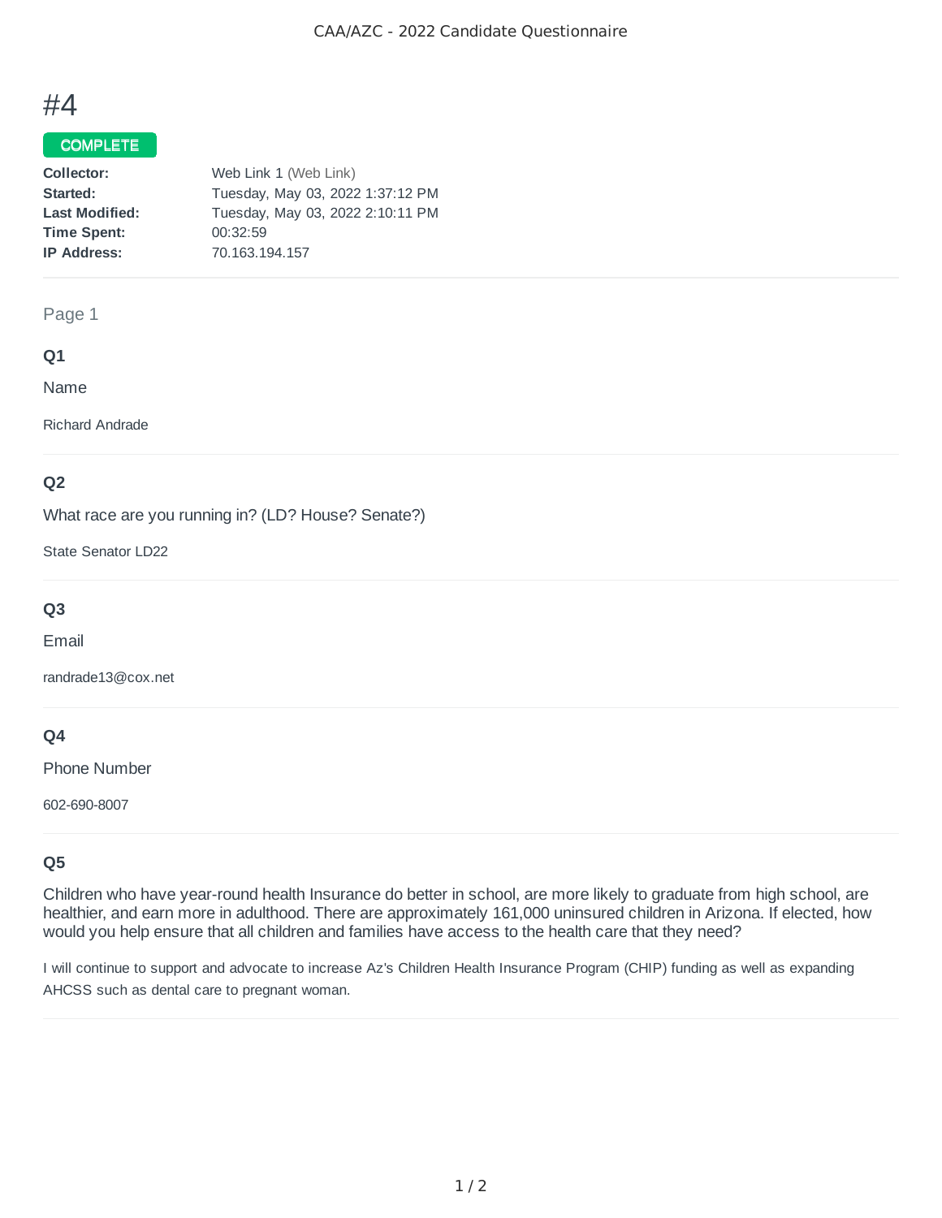# #4

**COMPLETE**

| | |
|---|---|
| **Collector:** | Web Link 1 (Web Link) |
| **Started:** | Tuesday, May 03, 2022 1:37:12 PM |
| **Last Modified:** | Tuesday, May 03, 2022 2:10:11 PM |
| **Time Spent:** | 00:32:59 |
| **IP Address:** | 70.163.194.157 |

## Page 1

### Q1

Name

Richard Andrade

### Q2

What race are you running in? (LD? House? Senate?)

State Senator LD22

### Q3

Email

randrade13@cox.net

### Q4

Phone Number

602-690-8007

### Q5

Children who have year-round health Insurance do better in school, are more likely to graduate from high school, are healthier, and earn more in adulthood. There are approximately 161,000 uninsured children in Arizona. If elected, how would you help ensure that all children and families have access to the health care that they need?

I will continue to support and advocate to increase Az's Children Health Insurance Program (CHIP) funding as well as expanding AHCSS such as dental care to pregnant woman.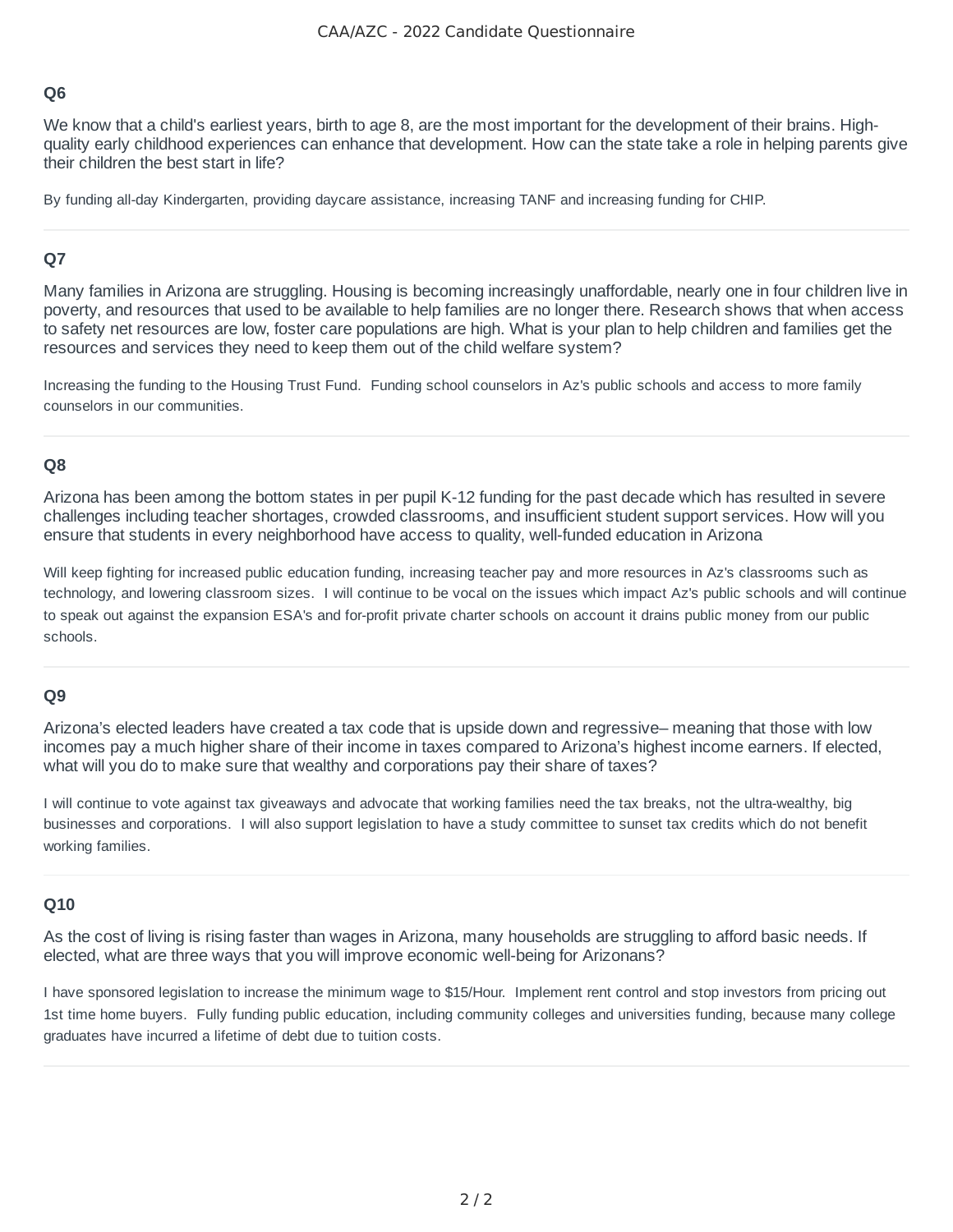### Q6

We know that a child's earliest years, birth to age 8, are the most important for the development of their brains. High-quality early childhood experiences can enhance that development. How can the state take a role in helping parents give their children the best start in life?

By funding all-day Kindergarten, providing daycare assistance, increasing TANF and increasing funding for CHIP.

---

### Q7

Many families in Arizona are struggling. Housing is becoming increasingly unaffordable, nearly one in four children live in poverty, and resources that used to be available to help families are no longer there. Research shows that when access to safety net resources are low, foster care populations are high. What is your plan to help children and families get the resources and services they need to keep them out of the child welfare system?

Increasing the funding to the Housing Trust Fund. Funding school counselors in Az's public schools and access to more family counselors in our communities.

---

### Q8

Arizona has been among the bottom states in per pupil K-12 funding for the past decade which has resulted in severe challenges including teacher shortages, crowded classrooms, and insufficient student support services. How will you ensure that students in every neighborhood have access to quality, well-funded education in Arizona

Will keep fighting for increased public education funding, increasing teacher pay and more resources in Az's classrooms such as technology, and lowering classroom sizes. I will continue to be vocal on the issues which impact Az's public schools and will continue to speak out against the expansion ESA's and for-profit private charter schools on account it drains public money from our public schools.

---

### Q9

Arizona's elected leaders have created a tax code that is upside down and regressive– meaning that those with low incomes pay a much higher share of their income in taxes compared to Arizona's highest income earners. If elected, what will you do to make sure that wealthy and corporations pay their share of taxes?

I will continue to vote against tax giveaways and advocate that working families need the tax breaks, not the ultra-wealthy, big businesses and corporations. I will also support legislation to have a study committee to sunset tax credits which do not benefit working families.

---

### Q10

As the cost of living is rising faster than wages in Arizona, many households are struggling to afford basic needs. If elected, what are three ways that you will improve economic well-being for Arizonans?

I have sponsored legislation to increase the minimum wage to $15/Hour. Implement rent control and stop investors from pricing out 1st time home buyers. Fully funding public education, including community colleges and universities funding, because many college graduates have incurred a lifetime of debt due to tuition costs.